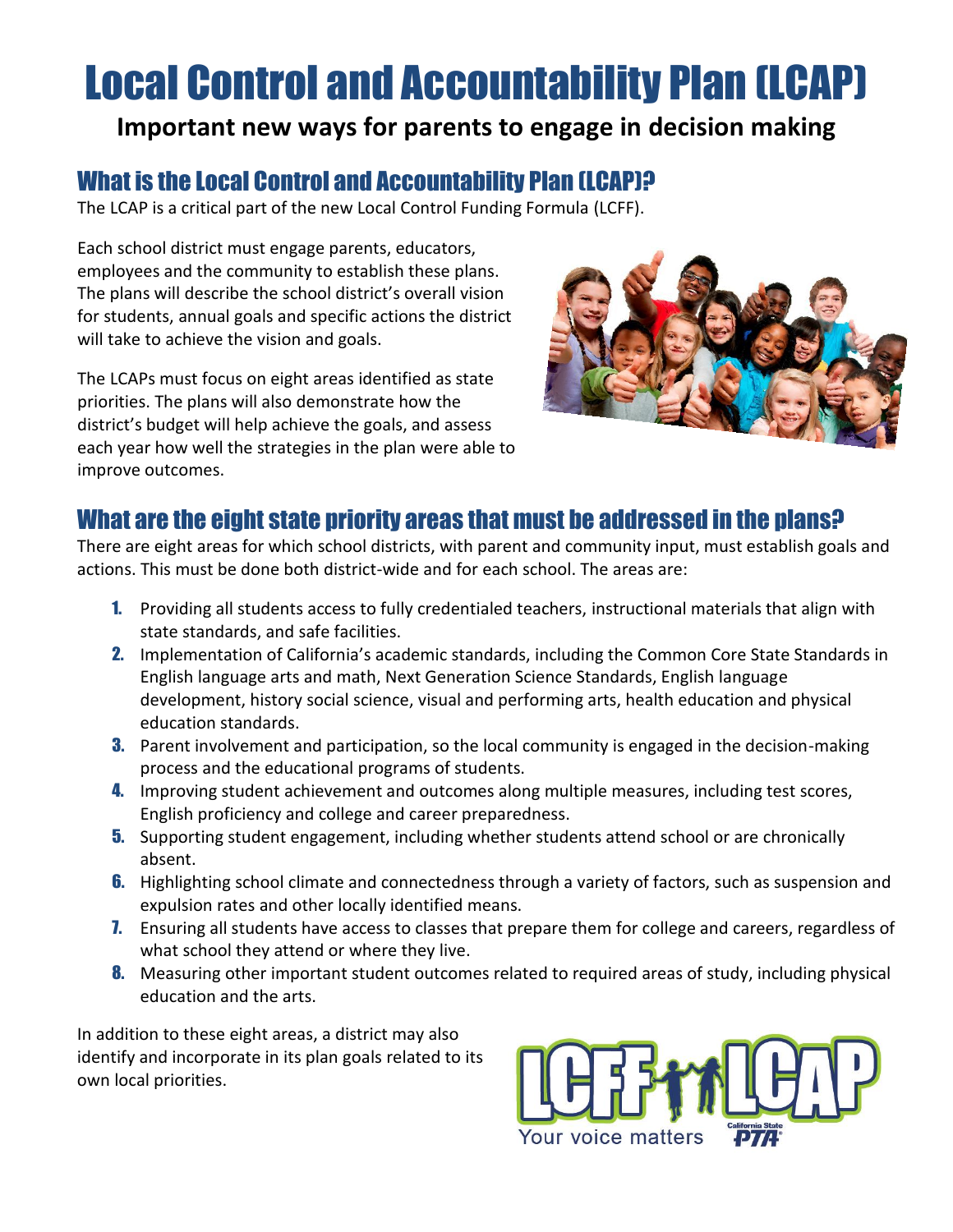# Local Control and Accountability Plan (LCAP)

**Important new ways for parents to engage in decision making**

## What is the Local Control and Accountability Plan (LCAP)?

The LCAP is a critical part of the new Local Control Funding Formula (LCFF).

Each school district must engage parents, educators, employees and the community to establish these plans. The plans will describe the school district's overall vision for students, annual goals and specific actions the district will take to achieve the vision and goals.

The LCAPs must focus on eight areas identified as state priorities. The plans will also demonstrate how the district's budget will help achieve the goals, and assess each year how well the strategies in the plan were able to improve outcomes.

## What are the eight state priority areas that must be addressed in the plans?

There are eight areas for which school districts, with parent and community input, must establish goals and actions. This must be done both district-wide and for each school. The areas are:

1. Providing all students access to fully credentialed teachers, instructional materials that align with state standards, and safe facilities.
2. Implementation of California's academic standards, including the Common Core State Standards in English language arts and math, Next Generation Science Standards, English language development, history social science, visual and performing arts, health education and physical education standards.
3. Parent involvement and participation, so the local community is engaged in the decision-making process and the educational programs of students.
4. Improving student achievement and outcomes along multiple measures, including test scores, English proficiency and college and career preparedness.
5. Supporting student engagement, including whether students attend school or are chronically absent.
6. Highlighting school climate and connectedness through a variety of factors, such as suspension and expulsion rates and other locally identified means.
7. Ensuring all students have access to classes that prepare them for college and careers, regardless of what school they attend or where they live.
8. Measuring other important student outcomes related to required areas of study, including physical education and the arts.

In addition to these eight areas, a district may also identify and incorporate in its plan goals related to its own local priorities.

LCFF LCAP
Your voice matters
California State PTA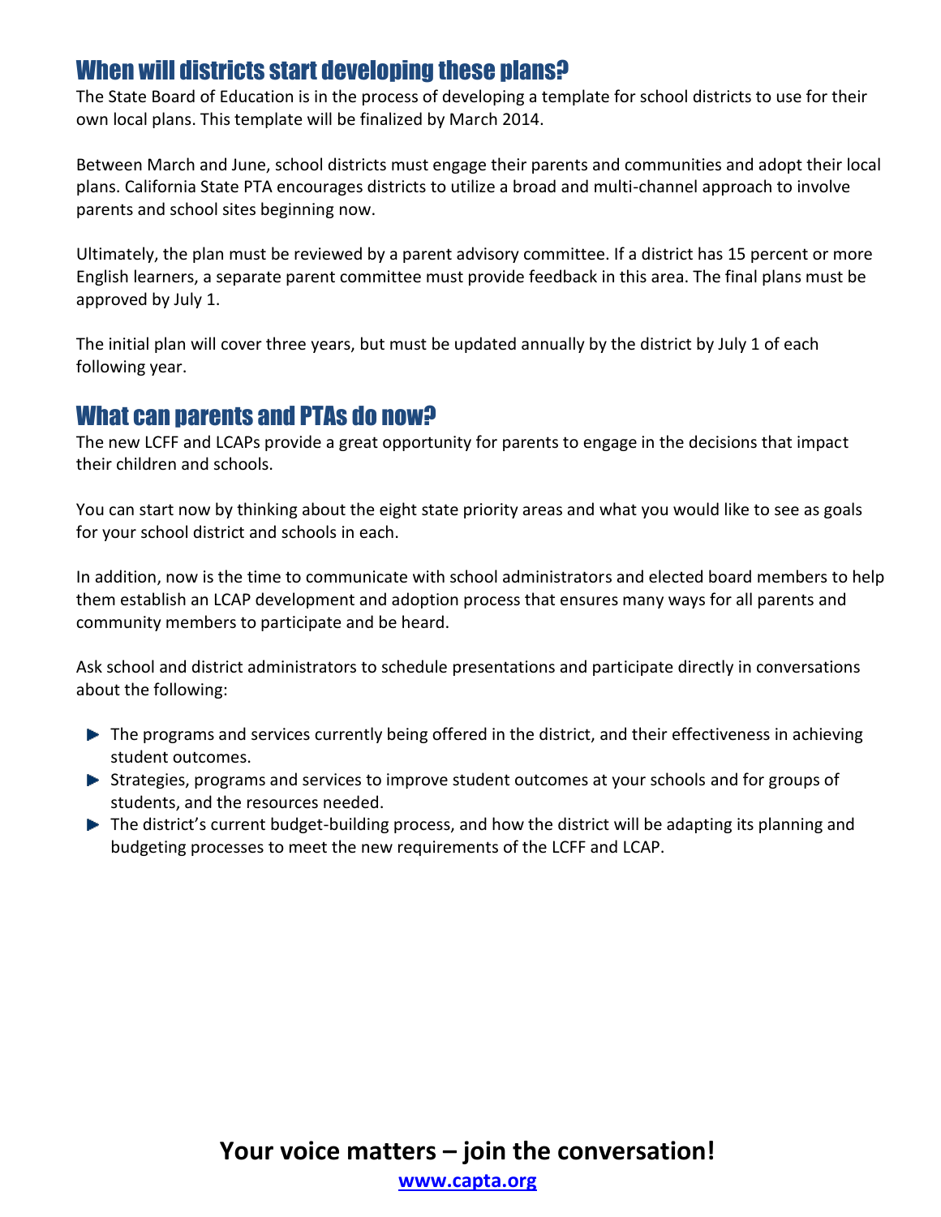## When will districts start developing these plans?

The State Board of Education is in the process of developing a template for school districts to use for their own local plans. This template will be finalized by March 2014.

Between March and June, school districts must engage their parents and communities and adopt their local plans. California State PTA encourages districts to utilize a broad and multi-channel approach to involve parents and school sites beginning now.

Ultimately, the plan must be reviewed by a parent advisory committee. If a district has 15 percent or more English learners, a separate parent committee must provide feedback in this area. The final plans must be approved by July 1.

The initial plan will cover three years, but must be updated annually by the district by July 1 of each following year.

## What can parents and PTAs do now?

The new LCFF and LCAPs provide a great opportunity for parents to engage in the decisions that impact their children and schools.

You can start now by thinking about the eight state priority areas and what you would like to see as goals for your school district and schools in each.

In addition, now is the time to communicate with school administrators and elected board members to help them establish an LCAP development and adoption process that ensures many ways for all parents and community members to participate and be heard.

Ask school and district administrators to schedule presentations and participate directly in conversations about the following:

- The programs and services currently being offered in the district, and their effectiveness in achieving student outcomes.
- Strategies, programs and services to improve student outcomes at your schools and for groups of students, and the resources needed.
- The district's current budget-building process, and how the district will be adapting its planning and budgeting processes to meet the new requirements of the LCFF and LCAP.

**Your voice matters – join the conversation!**

**www.capta.org**